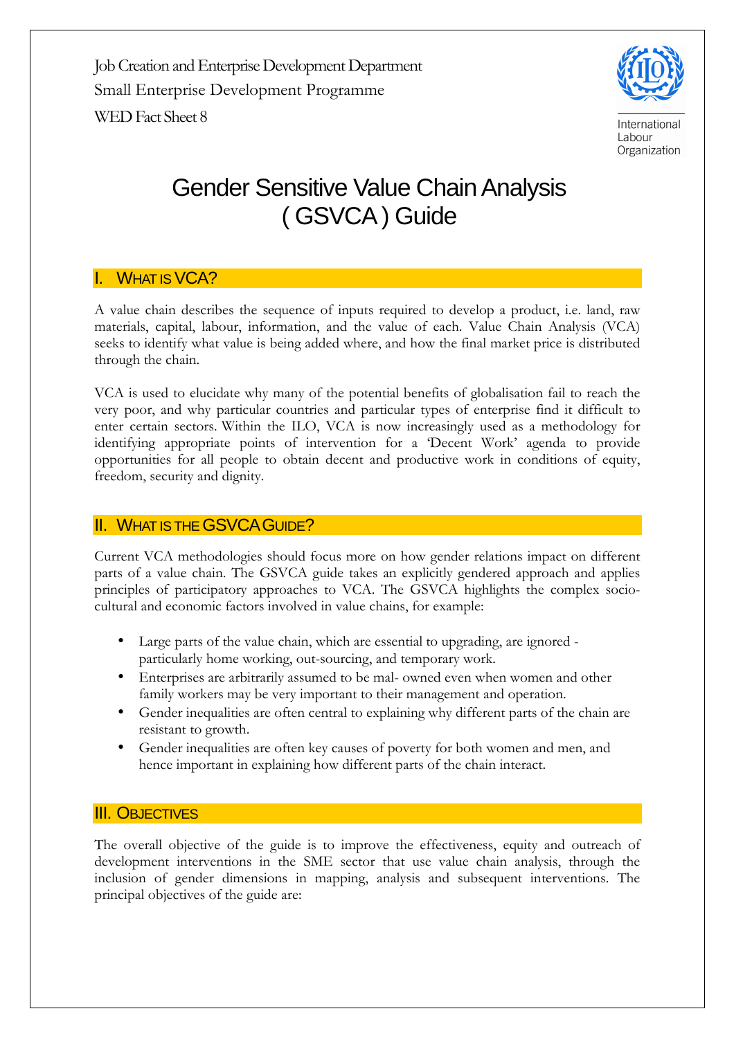Job Creation and Enterprise Development Department

Small Enterprise Development Programme

WED Fact Sheet 8

International Labour Organization

# Gender Sensitive Value Chain Analysis ( GSVCA ) Guide

## I. What is VCA?

A value chain describes the sequence of inputs required to develop a product, i.e. land, raw materials, capital, labour, information, and the value of each. Value Chain Analysis (VCA) seeks to identify what value is being added where, and how the final market price is distributed through the chain.

VCA is used to elucidate why many of the potential benefits of globalisation fail to reach the very poor, and why particular countries and particular types of enterprise find it difficult to enter certain sectors. Within the ILO, VCA is now increasingly used as a methodology for identifying appropriate points of intervention for a 'Decent Work' agenda to provide opportunities for all people to obtain decent and productive work in conditions of equity, freedom, security and dignity.

## II. What is the GSVCA Guide?

Current VCA methodologies should focus more on how gender relations impact on different parts of a value chain. The GSVCA guide takes an explicitly gendered approach and applies principles of participatory approaches to VCA. The GSVCA highlights the complex socio-cultural and economic factors involved in value chains, for example:

- Large parts of the value chain, which are essential to upgrading, are ignored - particularly home working, out-sourcing, and temporary work.
- Enterprises are arbitrarily assumed to be mal- owned even when women and other family workers may be very important to their management and operation.
- Gender inequalities are often central to explaining why different parts of the chain are resistant to growth.
- Gender inequalities are often key causes of poverty for both women and men, and hence important in explaining how different parts of the chain interact.

## III. Objectives

The overall objective of the guide is to improve the effectiveness, equity and outreach of development interventions in the SME sector that use value chain analysis, through the inclusion of gender dimensions in mapping, analysis and subsequent interventions. The principal objectives of the guide are: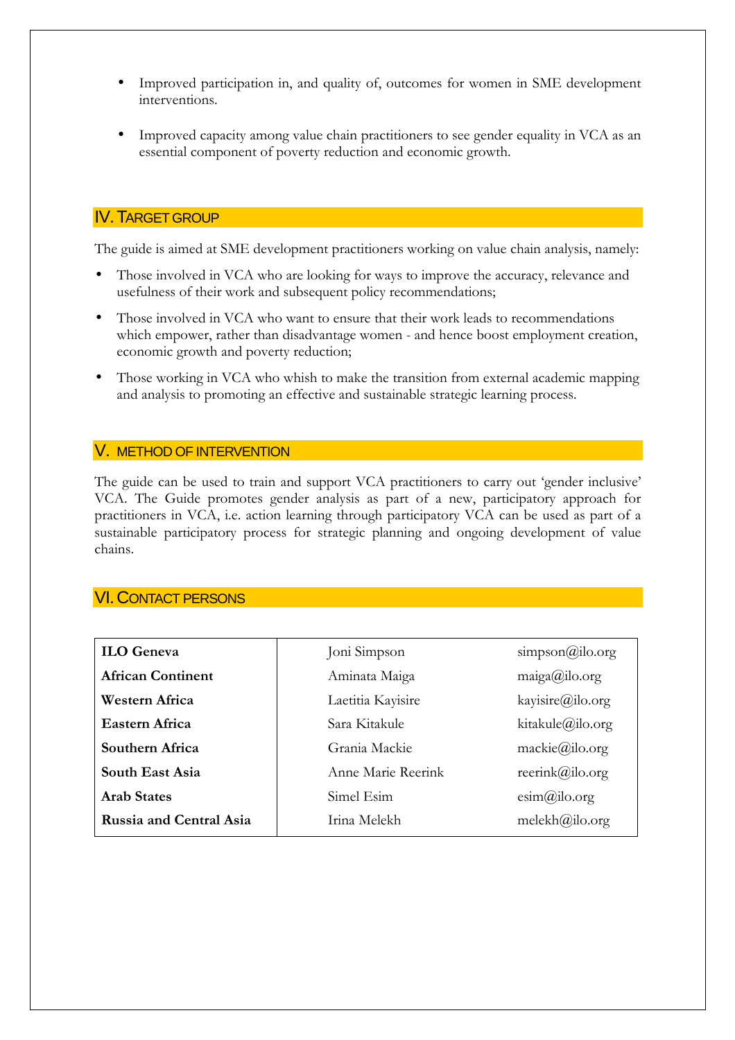- Improved participation in, and quality of, outcomes for women in SME development interventions.
- Improved capacity among value chain practitioners to see gender equality in VCA as an essential component of poverty reduction and economic growth.

## IV. Target group

The guide is aimed at SME development practitioners working on value chain analysis, namely:

- Those involved in VCA who are looking for ways to improve the accuracy, relevance and usefulness of their work and subsequent policy recommendations;
- Those involved in VCA who want to ensure that their work leads to recommendations which empower, rather than disadvantage women - and hence boost employment creation, economic growth and poverty reduction;
- Those working in VCA who whish to make the transition from external academic mapping and analysis to promoting an effective and sustainable strategic learning process.

## V. Method of intervention

The guide can be used to train and support VCA practitioners to carry out 'gender inclusive' VCA. The Guide promotes gender analysis as part of a new, participatory approach for practitioners in VCA, i.e. action learning through participatory VCA can be used as part of a sustainable participatory process for strategic planning and ongoing development of value chains.

## VI. Contact persons

| | | |
|---|---|---|
| **ILO Geneva** | Joni Simpson | simpson@ilo.org |
| **African Continent** | Aminata Maiga | maiga@ilo.org |
| **Western Africa** | Laetitia Kayisire | kayisire@ilo.org |
| **Eastern Africa** | Sara Kitakule | kitakule@ilo.org |
| **Southern Africa** | Grania Mackie | mackie@ilo.org |
| **South East Asia** | Anne Marie Reerink | reerink@ilo.org |
| **Arab States** | Simel Esim | esim@ilo.org |
| **Russia and Central Asia** | Irina Melekh | melekh@ilo.org |